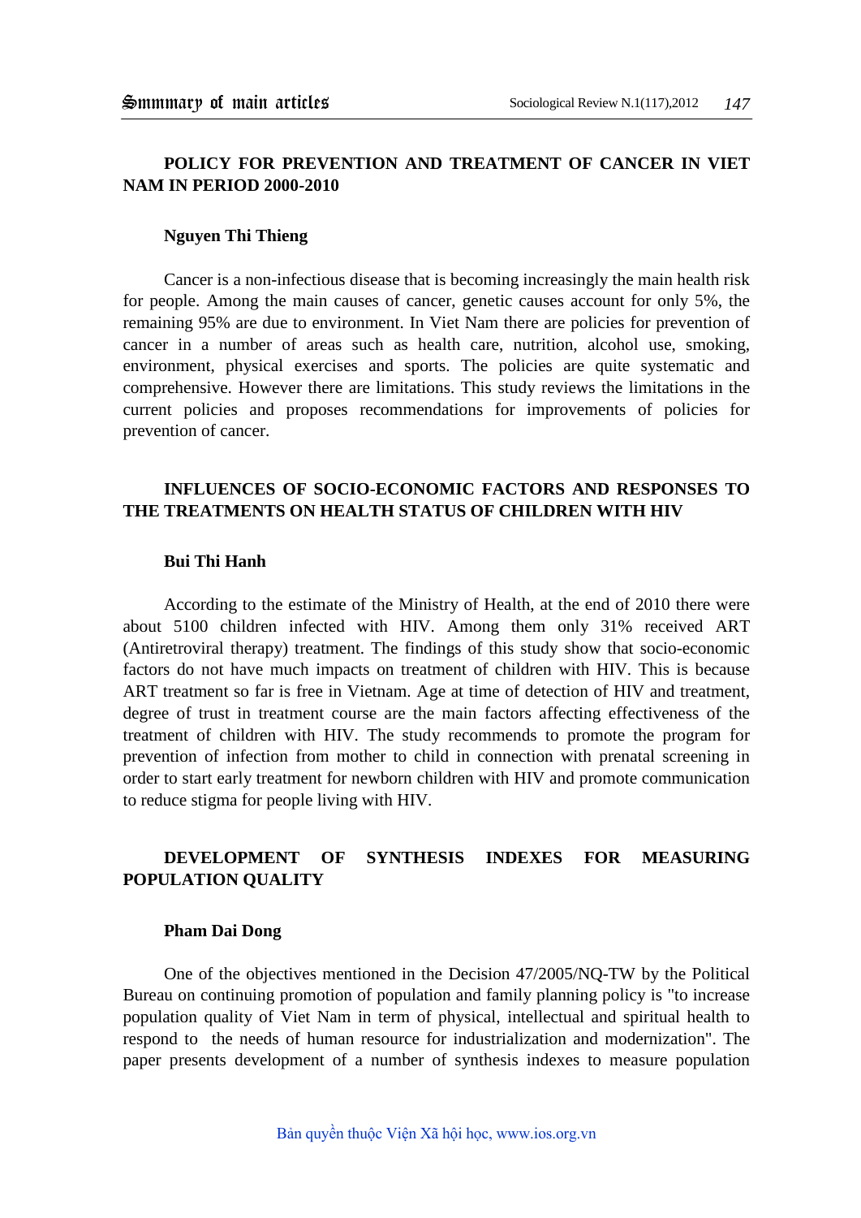## POLICY FOR PREVENTION AND TREATMENT OF CANCER IN VIET NAM IN PERIOD 2000-2010

**Nguyen Thi Thieng**

Cancer is a non-infectious disease that is becoming increasingly the main health risk for people. Among the main causes of cancer, genetic causes account for only 5%, the remaining 95% are due to environment. In Viet Nam there are policies for prevention of cancer in a number of areas such as health care, nutrition, alcohol use, smoking, environment, physical exercises and sports. The policies are quite systematic and comprehensive. However there are limitations. This study reviews the limitations in the current policies and proposes recommendations for improvements of policies for prevention of cancer.

## INFLUENCES OF SOCIO-ECONOMIC FACTORS AND RESPONSES TO THE TREATMENTS ON HEALTH STATUS OF CHILDREN WITH HIV

**Bui Thi Hanh**

According to the estimate of the Ministry of Health, at the end of 2010 there were about 5100 children infected with HIV. Among them only 31% received ART (Antiretroviral therapy) treatment. The findings of this study show that socio-economic factors do not have much impacts on treatment of children with HIV. This is because ART treatment so far is free in Vietnam. Age at time of detection of HIV and treatment, degree of trust in treatment course are the main factors affecting effectiveness of the treatment of children with HIV. The study recommends to promote the program for prevention of infection from mother to child in connection with prenatal screening in order to start early treatment for newborn children with HIV and promote communication to reduce stigma for people living with HIV.

## DEVELOPMENT OF SYNTHESIS INDEXES FOR MEASURING POPULATION QUALITY

**Pham Dai Dong**

One of the objectives mentioned in the Decision 47/2005/NQ-TW by the Political Bureau on continuing promotion of population and family planning policy is "to increase population quality of Viet Nam in term of physical, intellectual and spiritual health to respond to the needs of human resource for industrialization and modernization". The paper presents development of a number of synthesis indexes to measure population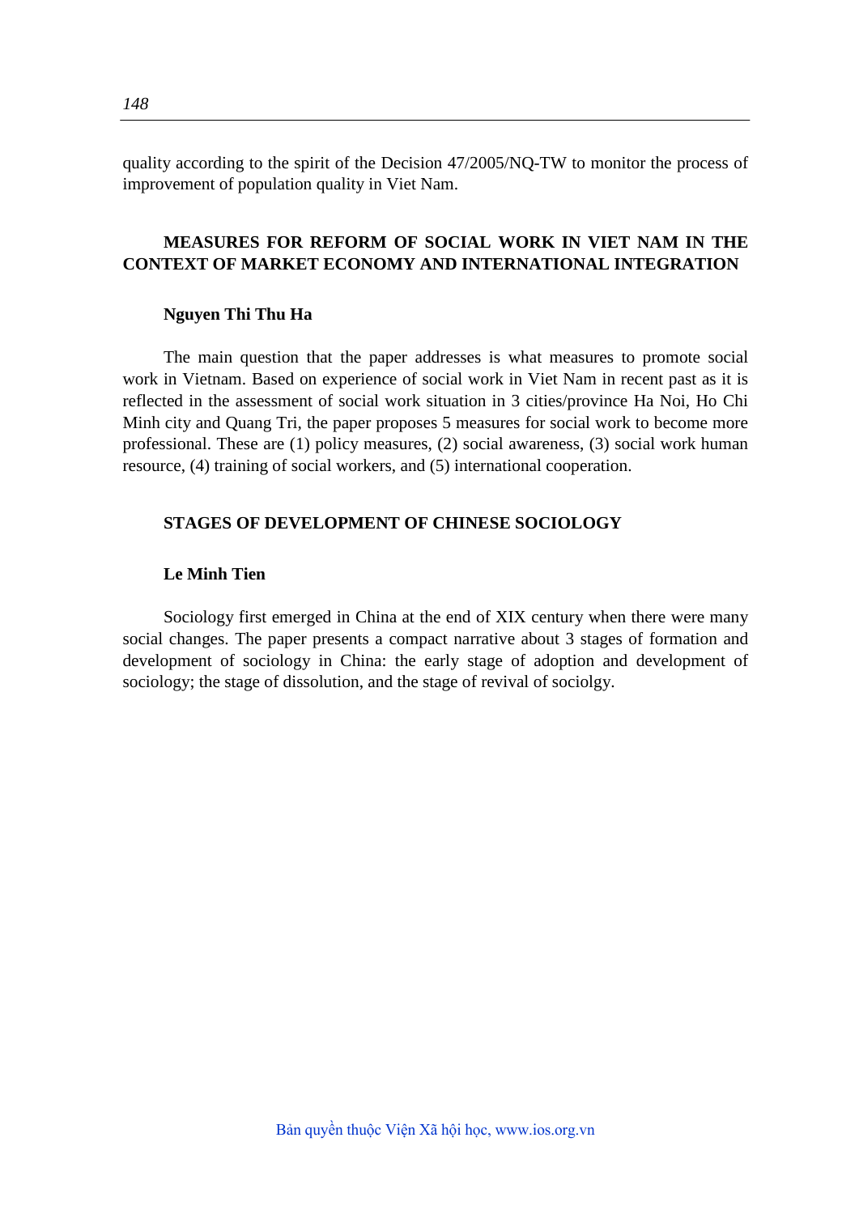quality according to the spirit of the Decision 47/2005/NQ-TW to monitor the process of improvement of population quality in Viet Nam.

## MEASURES FOR REFORM OF SOCIAL WORK IN VIET NAM IN THE CONTEXT OF MARKET ECONOMY AND INTERNATIONAL INTEGRATION

**Nguyen Thi Thu Ha**

The main question that the paper addresses is what measures to promote social work in Vietnam. Based on experience of social work in Viet Nam in recent past as it is reflected in the assessment of social work situation in 3 cities/province Ha Noi, Ho Chi Minh city and Quang Tri, the paper proposes 5 measures for social work to become more professional. These are (1) policy measures, (2) social awareness, (3) social work human resource, (4) training of social workers, and (5) international cooperation.

## STAGES OF DEVELOPMENT OF CHINESE SOCIOLOGY

**Le Minh Tien**

Sociology first emerged in China at the end of XIX century when there were many social changes. The paper presents a compact narrative about 3 stages of formation and development of sociology in China: the early stage of adoption and development of sociology; the stage of dissolution, and the stage of revival of sociolgy.